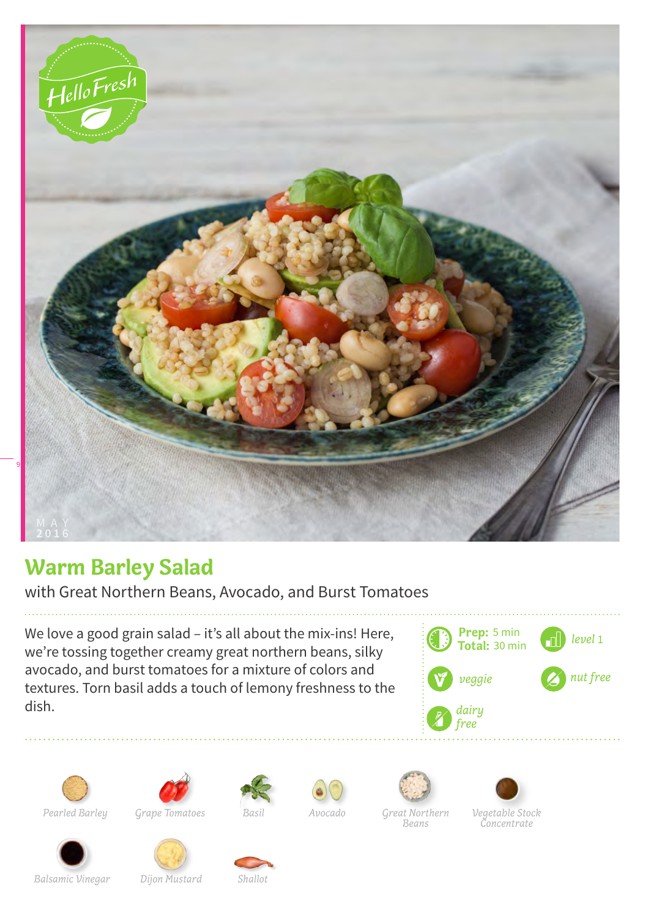# Warm Barley Salad

with Great Northern Beans, Avocado, and Burst Tomatoes

We love a good grain salad – it's all about the mix-ins! Here, we're tossing together creamy great northern beans, silky avocado, and burst tomatoes for a mixture of colors and textures. Torn basil adds a touch of lemony freshness to the dish.

**Prep:** 5 min
**Total:** 30 min

level 1

veggie

nut free

dairy free

- Pearled Barley
- Grape Tomatoes
- Basil
- Avocado
- Great Northern Beans
- Vegetable Stock Concentrate
- Balsamic Vinegar
- Dijon Mustard
- Shallot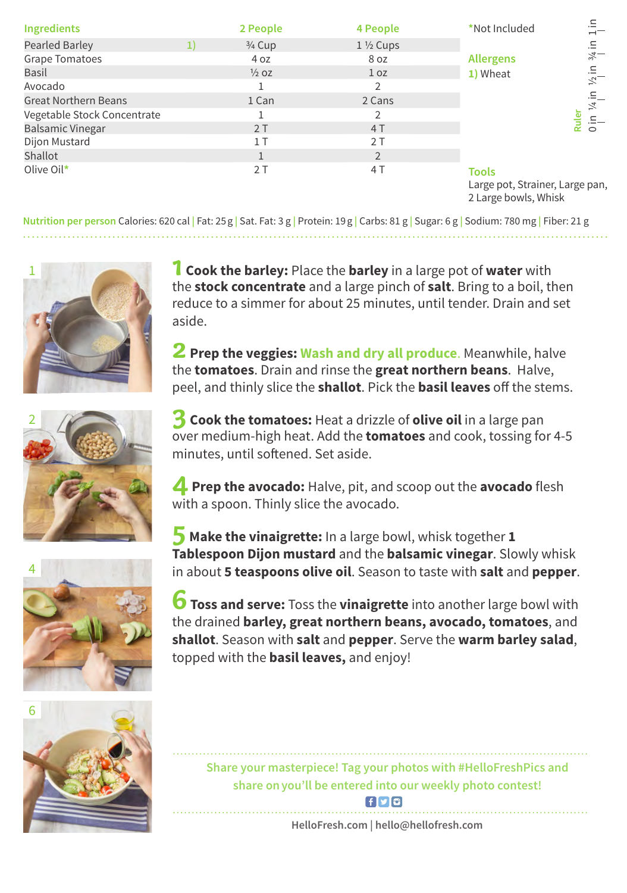| Ingredients | | 2 People | 4 People |
|---|---|---|---|
| Pearled Barley | 1) | ¾ Cup | 1 ½ Cups |
| Grape Tomatoes | | 4 oz | 8 oz |
| Basil | | ½ oz | 1 oz |
| Avocado | | 1 | 2 |
| Great Northern Beans | | 1 Can | 2 Cans |
| Vegetable Stock Concentrate | | 1 | 2 |
| Balsamic Vinegar | | 2 T | 4 T |
| Dijon Mustard | | 1 T | 2 T |
| Shallot | | 1 | 2 |
| Olive Oil* | | 2 T | 4 T |

*Not Included

**Allergens**

1) Wheat

Ruler

0 in ¼ in ½ in ¾ in 1 in

**Tools**

Large pot, Strainer, Large pan, 2 Large bowls, Whisk

**Nutrition per person** Calories: 620 cal | Fat: 25 g | Sat. Fat: 3 g | Protein: 19 g | Carbs: 81 g | Sugar: 6 g | Sodium: 780 mg | Fiber: 21 g

1

2

4

6

**1 Cook the barley:** Place the **barley** in a large pot of **water** with the **stock concentrate** and a large pinch of **salt**. Bring to a boil, then reduce to a simmer for about 25 minutes, until tender. Drain and set aside.

**2 Prep the veggies:** **Wash and dry all produce.** Meanwhile, halve the **tomatoes**. Drain and rinse the **great northern beans**. Halve, peel, and thinly slice the **shallot**. Pick the **basil leaves** off the stems.

**3 Cook the tomatoes:** Heat a drizzle of **olive oil** in a large pan over medium-high heat. Add the **tomatoes** and cook, tossing for 4-5 minutes, until softened. Set aside.

**4 Prep the avocado:** Halve, pit, and scoop out the **avocado** flesh with a spoon. Thinly slice the avocado.

**5 Make the vinaigrette:** In a large bowl, whisk together **1 Tablespoon Dijon mustard** and the **balsamic vinegar**. Slowly whisk in about **5 teaspoons olive oil**. Season to taste with **salt** and **pepper**.

**6 Toss and serve:** Toss the **vinaigrette** into another large bowl with the drained **barley, great northern beans, avocado, tomatoes**, and **shallot**. Season with **salt** and **pepper**. Serve the **warm barley salad**, topped with the **basil leaves,** and enjoy!

Share your masterpiece! Tag your photos with #HelloFreshPics and share on you'll be entered into our weekly photo contest!

HelloFresh.com | hello@hellofresh.com